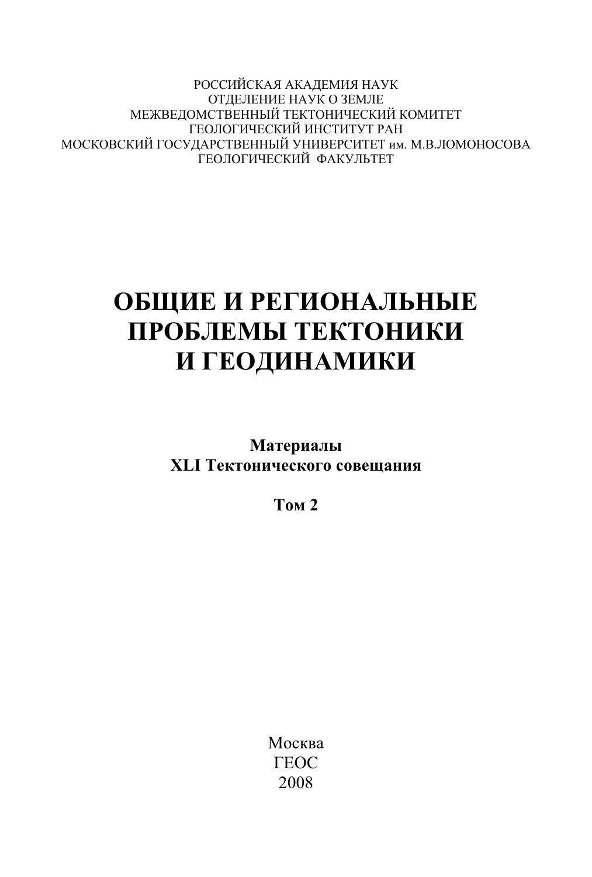РОССИЙСКАЯ АКАДЕМИЯ НАУК
ОТДЕЛЕНИЕ НАУК О ЗЕМЛЕ
МЕЖВЕДОМСТВЕННЫЙ ТЕКТОНИЧЕСКИЙ КОМИТЕТ
ГЕОЛОГИЧЕСКИЙ ИНСТИТУТ РАН
МОСКОВСКИЙ ГОСУДАРСТВЕННЫЙ УНИВЕРСИТЕТ им. М.В.ЛОМОНОСОВА
ГЕОЛОГИЧЕСКИЙ ФАКУЛЬТЕТ

# ОБЩИЕ И РЕГИОНАЛЬНЫЕ ПРОБЛЕМЫ ТЕКТОНИКИ И ГЕОДИНАМИКИ

**Материалы**
**XLI Тектонического совещания**

**Том 2**

Москва
ГЕОС
2008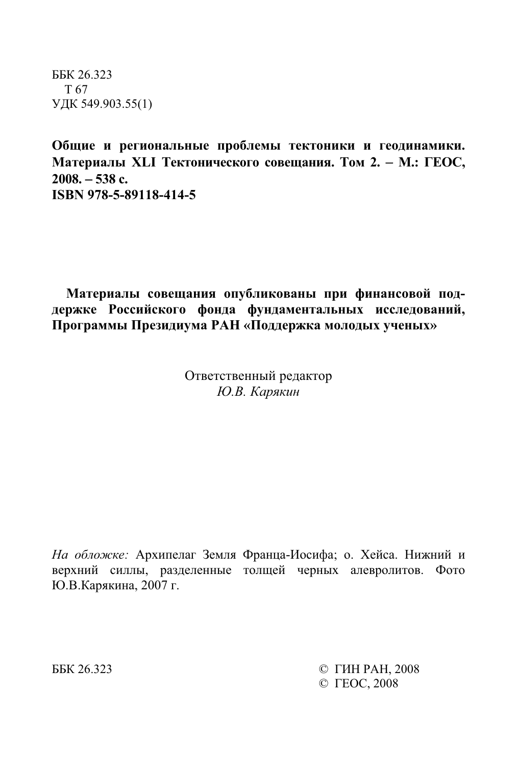ББК 26.323
Т 67
УДК 549.903.55(1)

**Общие и региональные проблемы тектоники и геодинамики. Материалы XLI Тектонического совещания. Том 2. – М.: ГЕОС, 2008. – 538 с.**
**ISBN 978-5-89118-414-5**

**Материалы совещания опубликованы при финансовой поддержке Российского фонда фундаментальных исследований, Программы Президиума РАН «Поддержка молодых ученых»**

Ответственный редактор
*Ю.В. Карякин*

*На обложке:* Архипелаг Земля Франца-Иосифа; о. Хейса. Нижний и верхний силлы, разделенные толщей черных алевролитов. Фото Ю.В.Карякина, 2007 г.

ББК 26.323

© ГИН РАН, 2008
© ГЕОС, 2008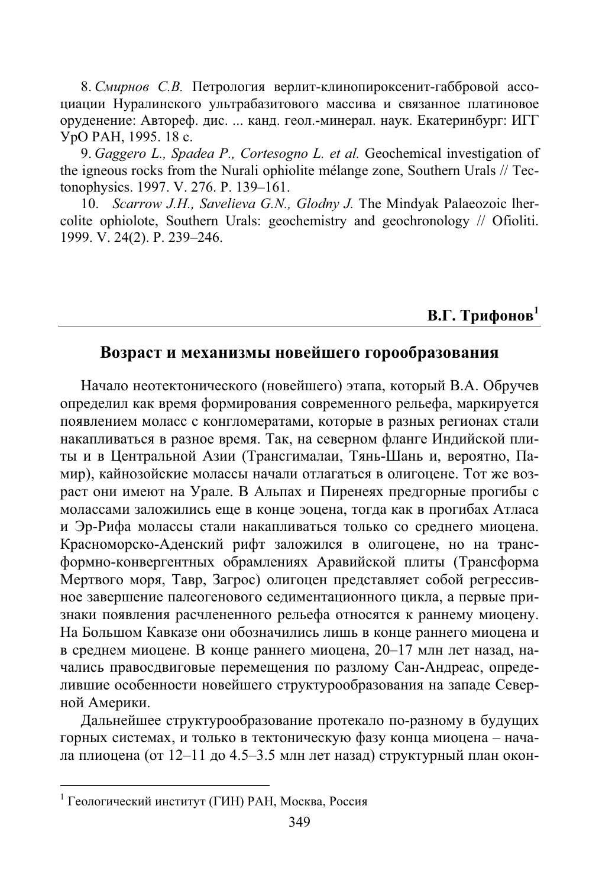8. *Смирнов С.В.* Петрология верлит-клинопироксенит-габбровой ассоциации Нуралинского ультрабазитового массива и связанное платиновое оруденение: Автореф. дис. ... канд. геол.-минерал. наук. Екатеринбург: ИГГ УрО РАН, 1995. 18 с.

9. *Gaggero L., Spadea P., Cortesogno L. et al.* Geochemical investigation of the igneous rocks from the Nurali ophiolite mélange zone, Southern Urals // Tectonophysics. 1997. V. 276. P. 139–161.

10. *Scarrow J.H., Savelieva G.N., Glodny J.* The Mindyak Palaeozoic lhercolite ophiolote, Southern Urals: geochemistry and geochronology // Ofioliti. 1999. V. 24(2). P. 239–246.

**В.Г. Трифонов**[1]

## Возраст и механизмы новейшего горообразования

Начало неотектонического (новейшего) этапа, который В.А. Обручев определил как время формирования современного рельефа, маркируется появлением моласс с конгломератами, которые в разных регионах стали накапливаться в разное время. Так, на северном фланге Индийской плиты и в Центральной Азии (Трансгималаи, Тянь-Шань и, вероятно, Памир), кайнозойские молассы начали отлагаться в олигоцене. Тот же возраст они имеют на Урале. В Альпах и Пиренеях предгорные прогибы с молассами заложились еще в конце эоцена, тогда как в прогибах Атласа и Эр-Рифа молассы стали накапливаться только со среднего миоцена. Красноморско-Аденский рифт заложился в олигоцене, но на трансформно-конвергентных обрамлениях Аравийской плиты (Трансформа Мертвого моря, Тавр, Загрос) олигоцен представляет собой регрессивное завершение палеогенового седиментационного цикла, а первые признаки появления расчлененного рельефа относятся к раннему миоцену. На Большом Кавказе они обозначились лишь в конце раннего миоцена и в среднем миоцене. В конце раннего миоцена, 20–17 млн лет назад, начались правосдвиговые перемещения по разлому Сан-Андреас, определившие особенности новейшего структурообразования на западе Северной Америки.

Дальнейшее структурообразование протекало по-разному в будущих горных системах, и только в тектоническую фазу конца миоцена – начала плиоцена (от 12–11 до 4.5–3.5 млн лет назад) структурный план окон-

[1] Геологический институт (ГИН) РАН, Москва, Россия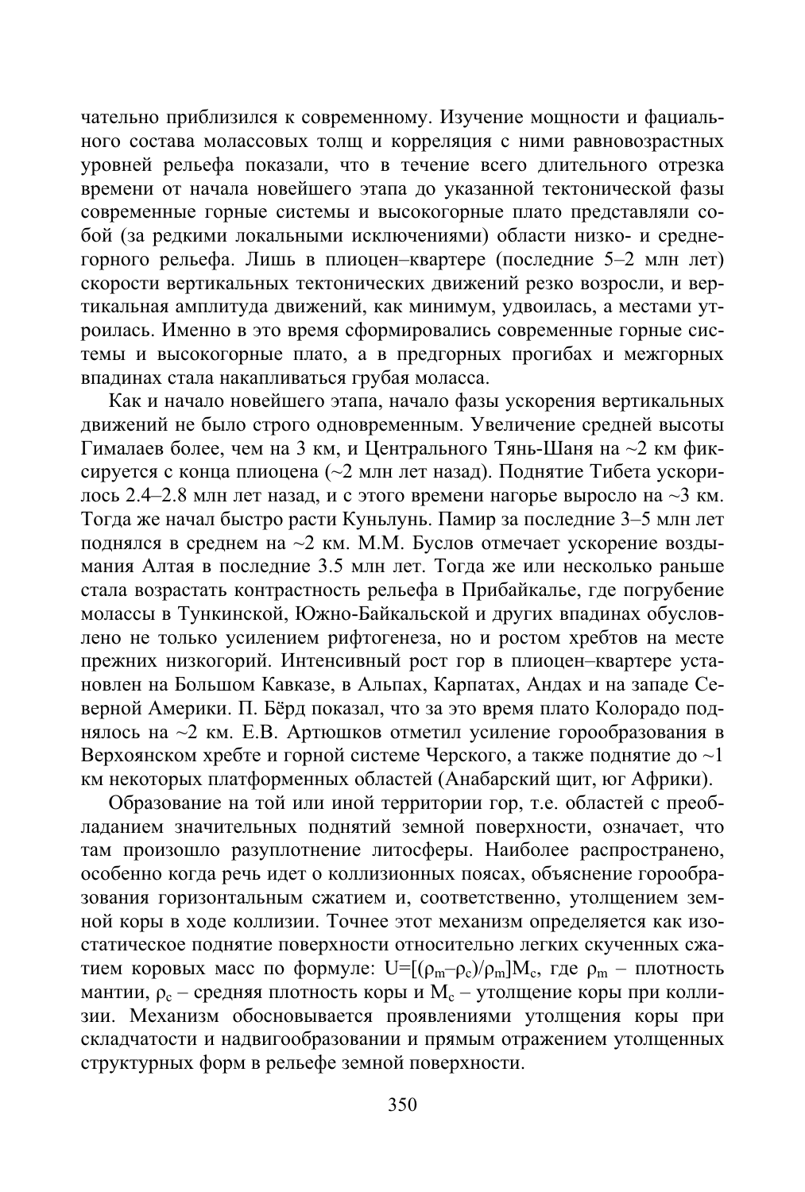чательно приблизился к современному. Изучение мощности и фациального состава молассовых толщ и корреляция с ними равновозрастных уровней рельефа показали, что в течение всего длительного отрезка времени от начала новейшего этапа до указанной тектонической фазы современные горные системы и высокогорные плато представляли собой (за редкими локальными исключениями) области низко- и среднегорного рельефа. Лишь в плиоцен–квартере (последние 5–2 млн лет) скорости вертикальных тектонических движений резко возросли, и вертикальная амплитуда движений, как минимум, удвоилась, а местами утроилась. Именно в это время сформировались современные горные системы и высокогорные плато, а в предгорных прогибах и межгорных впадинах стала накапливаться грубая моласса.

Как и начало новейшего этапа, начало фазы ускорения вертикальных движений не было строго одновременным. Увеличение средней высоты Гималаев более, чем на 3 км, и Центрального Тянь-Шаня на ~2 км фиксируется с конца плиоцена (~2 млн лет назад). Поднятие Тибета ускорилось 2.4–2.8 млн лет назад, и с этого времени нагорье выросло на ~3 км. Тогда же начал быстро расти Куньлунь. Памир за последние 3–5 млн лет поднялся в среднем на ~2 км. М.М. Буслов отмечает ускорение воздымания Алтая в последние 3.5 млн лет. Тогда же или несколько раньше стала возрастать контрастность рельефа в Прибайкалье, где погрубение молассы в Тункинской, Южно-Байкальской и других впадинах обусловлено не только усилением рифтогенеза, но и ростом хребтов на месте прежних низкогорий. Интенсивный рост гор в плиоцен–квартере установлен на Большом Кавказе, в Альпах, Карпатах, Андах и на западе Северной Америки. П. Бёрд показал, что за это время плато Колорадо поднялось на ~2 км. Е.В. Артюшков отметил усиление горообразования в Верхоянском хребте и горной системе Черского, а также поднятие до ~1 км некоторых платформенных областей (Анабарский щит, юг Африки).

Образование на той или иной территории гор, т.е. областей с преобладанием значительных поднятий земной поверхности, означает, что там произошло разуплотнение литосферы. Наиболее распространено, особенно когда речь идет о коллизионных поясах, объяснение горообразования горизонтальным сжатием и, соответственно, утолщением земной коры в ходе коллизии. Точнее этот механизм определяется как изостатическое поднятие поверхности относительно легких скученных сжатием коровых масс по формуле: $U=[(\rho_m-\rho_c)/\rho_m]M_c$, где $\rho_m$ – плотность мантии, $\rho_c$ – средняя плотность коры и $M_c$ – утолщение коры при коллизии. Механизм обосновывается проявлениями утолщения коры при складчатости и надвигообразовании и прямым отражением утолщенных структурных форм в рельефе земной поверхности.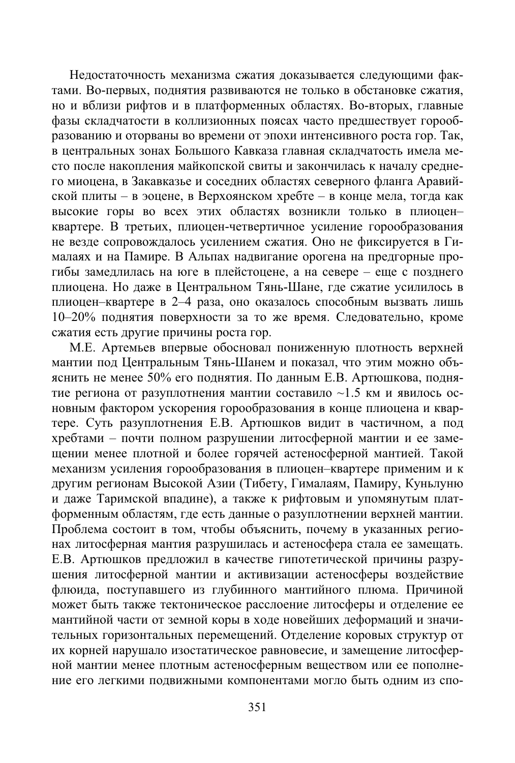Недостаточность механизма сжатия доказывается следующими фактами. Во-первых, поднятия развиваются не только в обстановке сжатия, но и вблизи рифтов и в платформенных областях. Во-вторых, главные фазы складчатости в коллизионных поясах часто предшествует горообразованию и оторваны во времени от эпохи интенсивного роста гор. Так, в центральных зонах Большого Кавказа главная складчатость имела место после накопления майкопской свиты и закончилась к началу среднего миоцена, в Закавказье и соседних областях северного фланга Аравийской плиты – в эоцене, в Верхоянском хребте – в конце мела, тогда как высокие горы во всех этих областях возникли только в плиоцен–квартере. В третьих, плиоцен-четвертичное усиление горообразования не везде сопровождалось усилением сжатия. Оно не фиксируется в Гималаях и на Памире. В Альпах надвигание орогена на предгорные прогибы замедлилась на юге в плейстоцене, а на севере – еще с позднего плиоцена. Но даже в Центральном Тянь-Шане, где сжатие усилилось в плиоцен–квартере в 2–4 раза, оно оказалось способным вызвать лишь 10–20% поднятия поверхности за то же время. Следовательно, кроме сжатия есть другие причины роста гор.

М.Е. Артемьев впервые обосновал пониженную плотность верхней мантии под Центральным Тянь-Шанем и показал, что этим можно объяснить не менее 50% его поднятия. По данным Е.В. Артюшкова, поднятие региона от разуплотнения мантии составило ~1.5 км и явилось основным фактором ускорения горообразования в конце плиоцена и квартере. Суть разуплотнения Е.В. Артюшков видит в частичном, а под хребтами – почти полном разрушении литосферной мантии и ее замещении менее плотной и более горячей астеносферной мантией. Такой механизм усиления горообразования в плиоцен–квартере применим и к другим регионам Высокой Азии (Тибету, Гималаям, Памиру, Куньлуню и даже Таримской впадине), а также к рифтовым и упомянутым платформенным областям, где есть данные о разуплотнении верхней мантии. Проблема состоит в том, чтобы объяснить, почему в указанных регионах литосферная мантия разрушилась и астеносфера стала ее замещать. Е.В. Артюшков предложил в качестве гипотетической причины разрушения литосферной мантии и активизации астеносферы воздействие флюида, поступавшего из глубинного мантийного плюма. Причиной может быть также тектоническое расслоение литосферы и отделение ее мантийной части от земной коры в ходе новейших деформаций и значительных горизонтальных перемещений. Отделение коровых структур от их корней нарушало изостатическое равновесие, и замещение литосферной мантии менее плотным астеносферным веществом или ее пополнение его легкими подвижными компонентами могло быть одним из спо-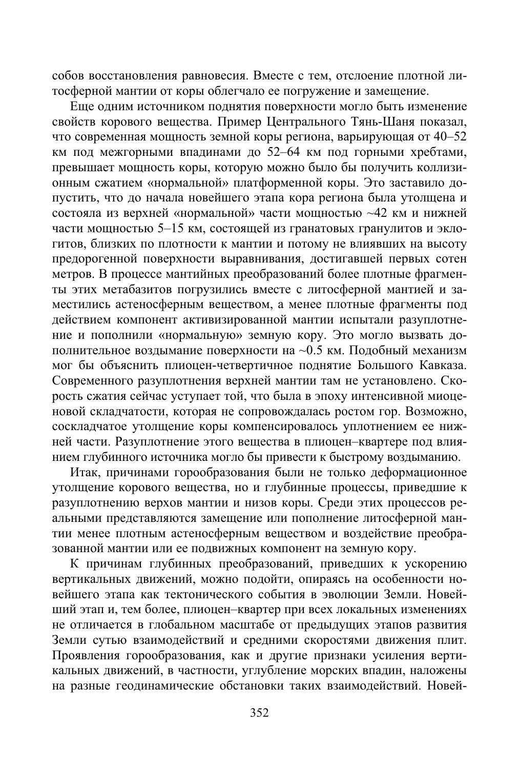собов восстановления равновесия. Вместе с тем, отслоение плотной литосферной мантии от коры облегчало ее погружение и замещение.

Еще одним источником поднятия поверхности могло быть изменение свойств корового вещества. Пример Центрального Тянь-Шаня показал, что современная мощность земной коры региона, варьирующая от 40–52 км под межгорными впадинами до 52–64 км под горными хребтами, превышает мощность коры, которую можно было бы получить коллизионным сжатием «нормальной» платформенной коры. Это заставило допустить, что до начала новейшего этапа кора региона была утолщена и состояла из верхней «нормальной» части мощностью ~42 км и нижней части мощностью 5–15 км, состоящей из гранатовых гранулитов и эклогитов, близких по плотности к мантии и потому не влиявших на высоту предорогенной поверхности выравнивания, достигавшей первых сотен метров. В процессе мантийных преобразований более плотные фрагменты этих метабазитов погрузились вместе с литосферной мантией и заместились астеносферным веществом, а менее плотные фрагменты под действием компонент активизированной мантии испытали разуплотнение и пополнили «нормальную» земную кору. Это могло вызвать дополнительное воздымание поверхности на ~0.5 км. Подобный механизм мог бы объяснить плиоцен-четвертичное поднятие Большого Кавказа. Современного разуплотнения верхней мантии там не установлено. Скорость сжатия сейчас уступает той, что была в эпоху интенсивной миоценовой складчатости, которая не сопровождалась ростом гор. Возможно, соскладчатое утолщение коры компенсировалось уплотнением ее нижней части. Разуплотнение этого вещества в плиоцен–квартере под влиянием глубинного источника могло бы привести к быстрому воздыманию.

Итак, причинами горообразования были не только деформационное утолщение корового вещества, но и глубинные процессы, приведшие к разуплотнению верхов мантии и низов коры. Среди этих процессов реальными представляются замещение или пополнение литосферной мантии менее плотным астеносферным веществом и воздействие преобразованной мантии или ее подвижных компонент на земную кору.

К причинам глубинных преобразований, приведших к ускорению вертикальных движений, можно подойти, опираясь на особенности новейшего этапа как тектонического события в эволюции Земли. Новейший этап и, тем более, плиоцен–квартер при всех локальных изменениях не отличается в глобальном масштабе от предыдущих этапов развития Земли сутью взаимодействий и средними скоростями движения плит. Проявления горообразования, как и другие признаки усиления вертикальных движений, в частности, углубление морских впадин, наложены на разные геодинамические обстановки таких взаимодействий. Новей-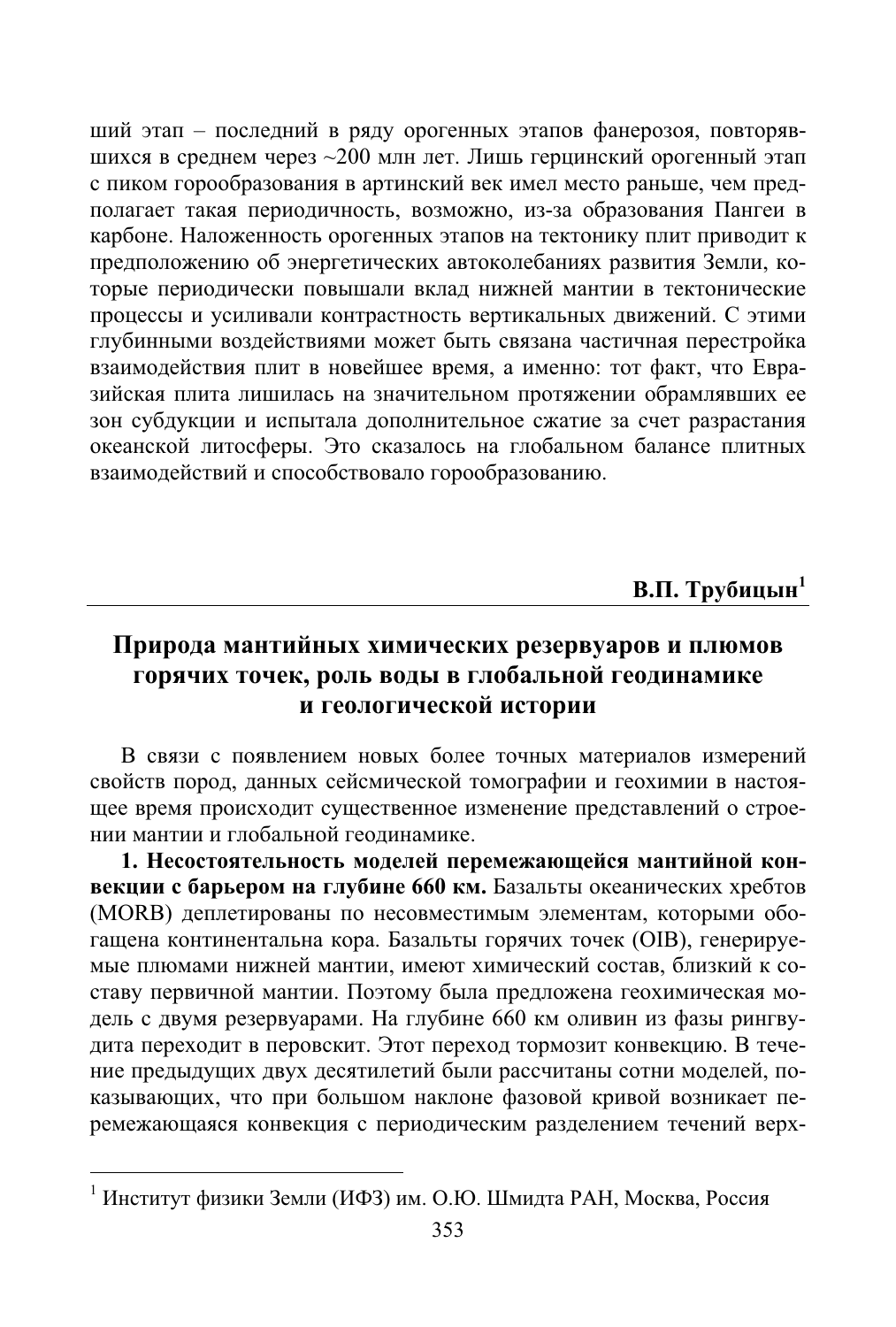ший этап – последний в ряду орогенных этапов фанерозоя, повторявшихся в среднем через ~200 млн лет. Лишь герцинский орогенный этап с пиком горообразования в артинский век имел место раньше, чем предполагает такая периодичность, возможно, из-за образования Пангеи в карбоне. Наложенность орогенных этапов на тектонику плит приводит к предположению об энергетических автоколебаниях развития Земли, которые периодически повышали вклад нижней мантии в тектонические процессы и усиливали контрастность вертикальных движений. С этими глубинными воздействиями может быть связана частичная перестройка взаимодействия плит в новейшее время, а именно: тот факт, что Евразийская плита лишилась на значительном протяжении обрамлявших ее зон субдукции и испытала дополнительное сжатие за счет разрастания океанской литосферы. Это сказалось на глобальном балансе плитных взаимодействий и способствовало горообразованию.

**В.П. Трубицын[1]**

## Природа мантийных химических резервуаров и плюмов горячих точек, роль воды в глобальной геодинамике и геологической истории

В связи с появлением новых более точных материалов измерений свойств пород, данных сейсмической томографии и геохимии в настоящее время происходит существенное изменение представлений о строении мантии и глобальной геодинамике.

**1. Несостоятельность моделей перемежающейся мантийной конвекции с барьером на глубине 660 км.** Базальты океанических хребтов (MORB) деплетированы по несовместимым элементам, которыми обогащена континентальна кора. Базальты горячих точек (OIB), генерируемые плюмами нижней мантии, имеют химический состав, близкий к составу первичной мантии. Поэтому была предложена геохимическая модель с двумя резервуарами. На глубине 660 км оливин из фазы рингвудита переходит в перовскит. Этот переход тормозит конвекцию. В течение предыдущих двух десятилетий были рассчитаны сотни моделей, показывающих, что при большом наклоне фазовой кривой возникает перемежающаяся конвекция с периодическим разделением течений верх-

[1] Институт физики Земли (ИФЗ) им. О.Ю. Шмидта РАН, Москва, Россия